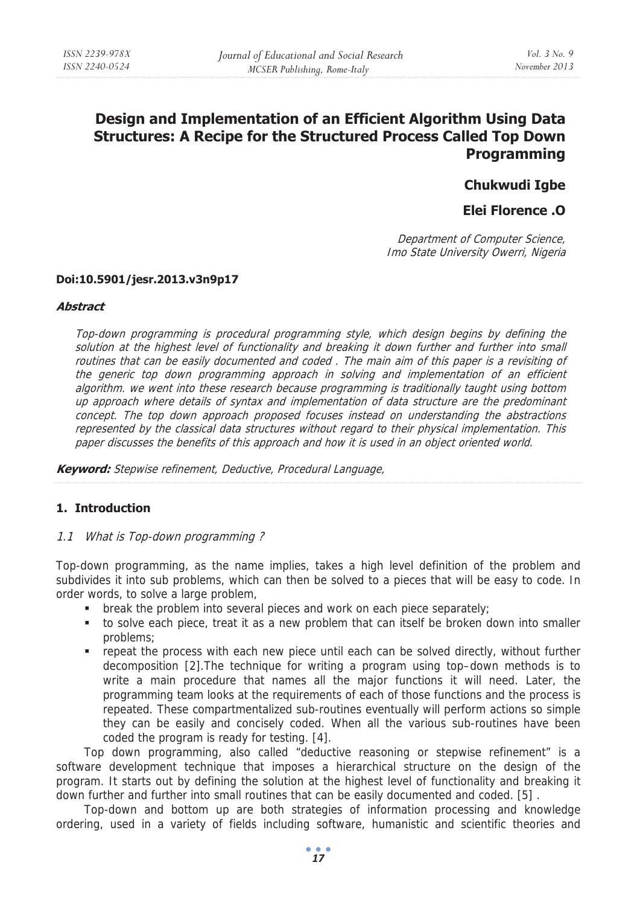# Design and Implementation of an Efficient Algorithm Using Data Structures: A Recipe for the Structured Process Called Top Down Programming

**Chukwudi Igbe**

**Elei Florence .O**

*Department of Computer Science,*
*Imo State University Owerri, Nigeria*

**Doi:10.5901/jesr.2013.v3n9p17**

***Abstract***

*Top-down programming is procedural programming style, which design begins by defining the solution at the highest level of functionality and breaking it down further and further into small routines that can be easily documented and coded . The main aim of this paper is a revisiting of the generic top down programming approach in solving and implementation of an efficient algorithm. we went into these research because programming is traditionally taught using bottom up approach where details of syntax and implementation of data structure are the predominant concept. The top down approach proposed focuses instead on understanding the abstractions represented by the classical data structures without regard to their physical implementation. This paper discusses the benefits of this approach and how it is used in an object oriented world.*

***Keyword:*** *Stepwise refinement, Deductive, Procedural Language,*

## 1. Introduction

### *1.1 What is Top-down programming ?*

Top-down programming, as the name implies, takes a high level definition of the problem and subdivides it into sub problems, which can then be solved to a pieces that will be easy to code. In order words, to solve a large problem,

- break the problem into several pieces and work on each piece separately;
- to solve each piece, treat it as a new problem that can itself be broken down into smaller problems;
- repeat the process with each new piece until each can be solved directly, without further decomposition [2].The technique for writing a program using top–down methods is to write a main procedure that names all the major functions it will need. Later, the programming team looks at the requirements of each of those functions and the process is repeated. These compartmentalized sub-routines eventually will perform actions so simple they can be easily and concisely coded. When all the various sub-routines have been coded the program is ready for testing. [4].

Top down programming, also called "deductive reasoning or stepwise refinement" is a software development technique that imposes a hierarchical structure on the design of the program. It starts out by defining the solution at the highest level of functionality and breaking it down further and further into small routines that can be easily documented and coded. [5] .

Top-down and bottom up are both strategies of information processing and knowledge ordering, used in a variety of fields including software, humanistic and scientific theories and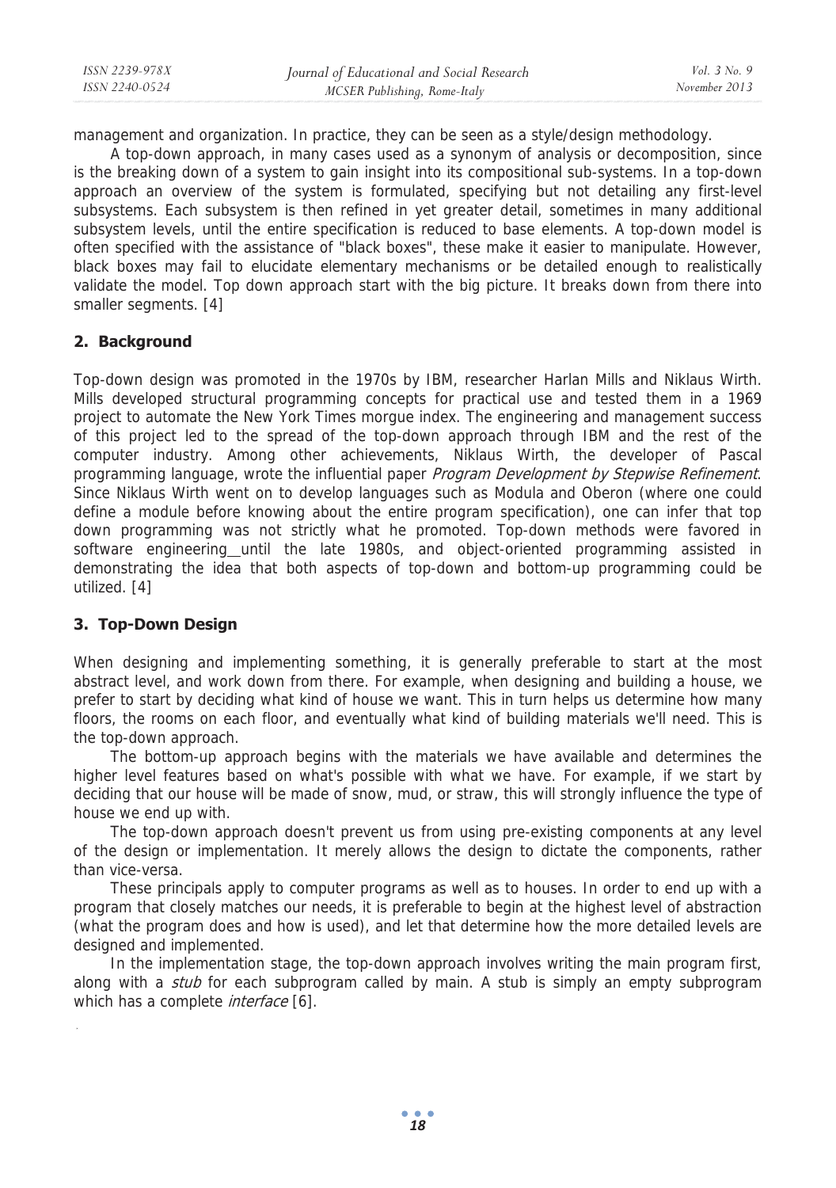management and organization. In practice, they can be seen as a style/design methodology.

A top-down approach, in many cases used as a synonym of analysis or decomposition, since is the breaking down of a system to gain insight into its compositional sub-systems. In a top-down approach an overview of the system is formulated, specifying but not detailing any first-level subsystems. Each subsystem is then refined in yet greater detail, sometimes in many additional subsystem levels, until the entire specification is reduced to base elements. A top-down model is often specified with the assistance of "black boxes", these make it easier to manipulate. However, black boxes may fail to elucidate elementary mechanisms or be detailed enough to realistically validate the model. Top down approach start with the big picture. It breaks down from there into smaller segments. [4]

## 2. Background

Top-down design was promoted in the 1970s by IBM, researcher Harlan Mills and Niklaus Wirth. Mills developed structural programming concepts for practical use and tested them in a 1969 project to automate the New York Times morgue index. The engineering and management success of this project led to the spread of the top-down approach through IBM and the rest of the computer industry. Among other achievements, Niklaus Wirth, the developer of Pascal programming language, wrote the influential paper *Program Development by Stepwise Refinement*. Since Niklaus Wirth went on to develop languages such as Modula and Oberon (where one could define a module before knowing about the entire program specification), one can infer that top down programming was not strictly what he promoted. Top-down methods were favored in software engineering until the late 1980s, and object-oriented programming assisted in demonstrating the idea that both aspects of top-down and bottom-up programming could be utilized. [4]

## 3. Top-Down Design

When designing and implementing something, it is generally preferable to start at the most abstract level, and work down from there. For example, when designing and building a house, we prefer to start by deciding what kind of house we want. This in turn helps us determine how many floors, the rooms on each floor, and eventually what kind of building materials we'll need. This is the top-down approach.

The bottom-up approach begins with the materials we have available and determines the higher level features based on what's possible with what we have. For example, if we start by deciding that our house will be made of snow, mud, or straw, this will strongly influence the type of house we end up with.

The top-down approach doesn't prevent us from using pre-existing components at any level of the design or implementation. It merely allows the design to dictate the components, rather than vice-versa.

These principals apply to computer programs as well as to houses. In order to end up with a program that closely matches our needs, it is preferable to begin at the highest level of abstraction (what the program does and how is used), and let that determine how the more detailed levels are designed and implemented.

In the implementation stage, the top-down approach involves writing the main program first, along with a *stub* for each subprogram called by main. A stub is simply an empty subprogram which has a complete *interface* [6].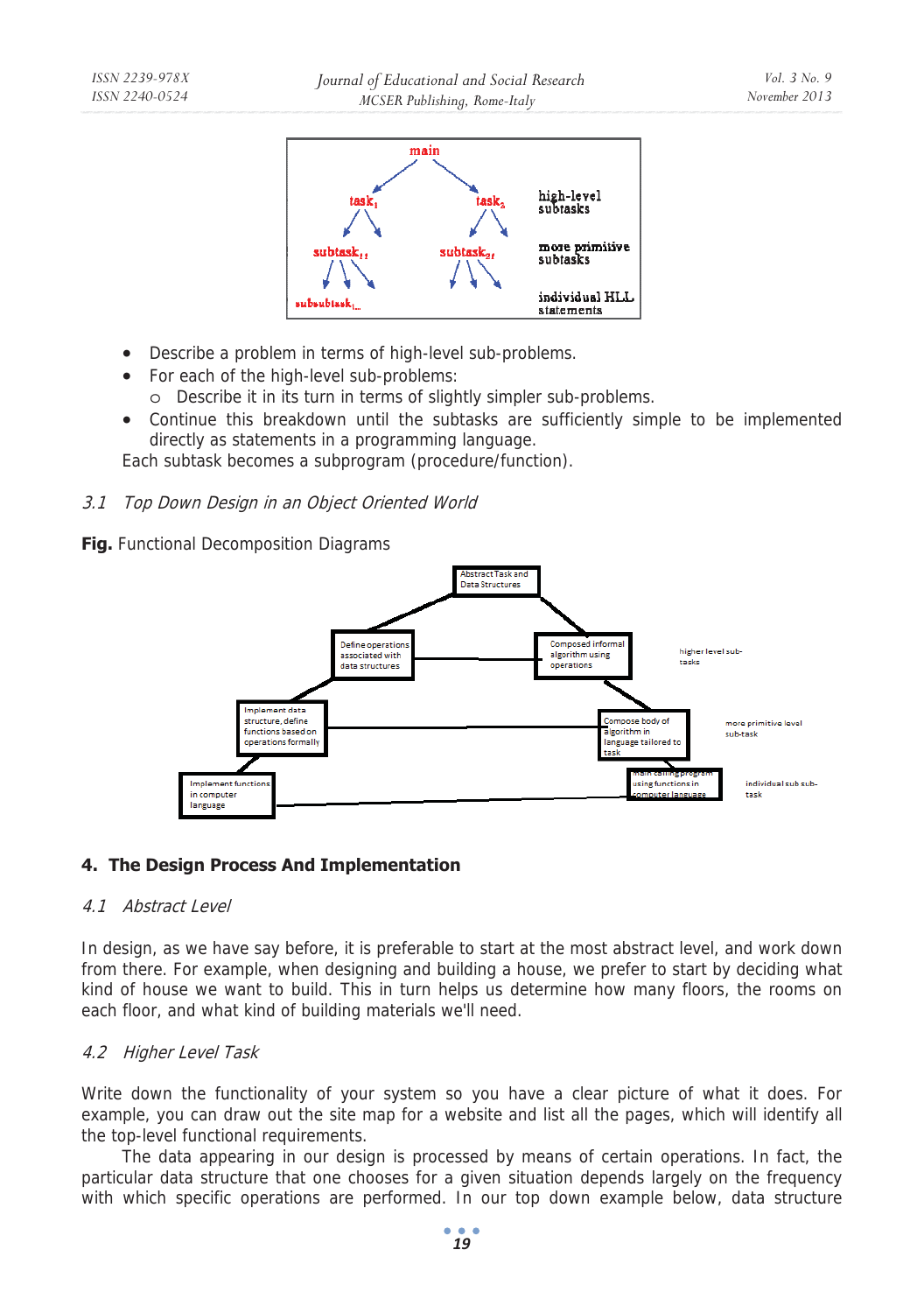- Describe a problem in terms of high-level sub-problems.
- For each of the high-level sub-problems:
  - Describe it in its turn in terms of slightly simpler sub-problems.
- Continue this breakdown until the subtasks are sufficiently simple to be implemented directly as statements in a programming language.

Each subtask becomes a subprogram (procedure/function).

### *3.1 Top Down Design in an Object Oriented World*

**Fig.** Functional Decomposition Diagrams

## 4. The Design Process And Implementation

### *4.1 Abstract Level*

In design, as we have say before, it is preferable to start at the most abstract level, and work down from there. For example, when designing and building a house, we prefer to start by deciding what kind of house we want to build. This in turn helps us determine how many floors, the rooms on each floor, and what kind of building materials we'll need.

### *4.2 Higher Level Task*

Write down the functionality of your system so you have a clear picture of what it does. For example, you can draw out the site map for a website and list all the pages, which will identify all the top-level functional requirements.

The data appearing in our design is processed by means of certain operations. In fact, the particular data structure that one chooses for a given situation depends largely on the frequency with which specific operations are performed. In our top down example below, data structure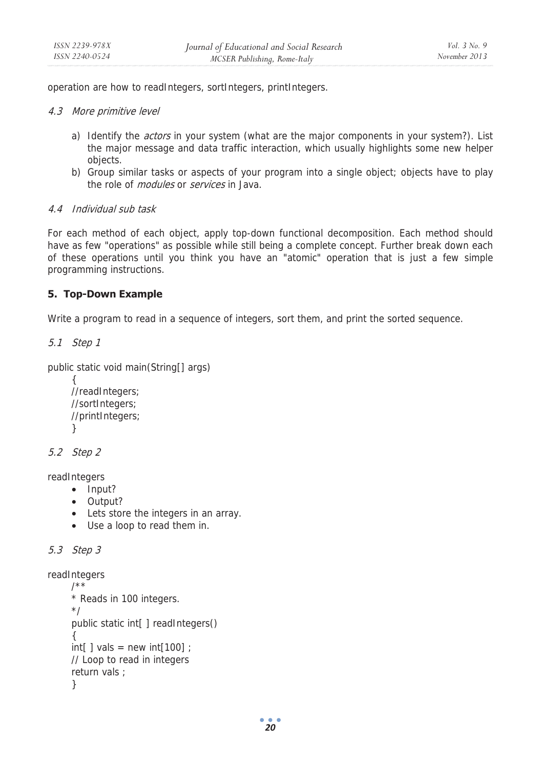operation are how to readIntegers, sortIntegers, printIntegers.

### 4.3 More primitive level

a) Identify the *actors* in your system (what are the major components in your system?). List the major message and data traffic interaction, which usually highlights some new helper objects.

b) Group similar tasks or aspects of your program into a single object; objects have to play the role of *modules* or *services* in Java.

### 4.4 Individual sub task

For each method of each object, apply top-down functional decomposition. Each method should have as few "operations" as possible while still being a complete concept. Further break down each of these operations until you think you have an "atomic" operation that is just a few simple programming instructions.

## 5. Top-Down Example

Write a program to read in a sequence of integers, sort them, and print the sorted sequence.

### 5.1 Step 1

```
public static void main(String[] args)
    {
    //readIntegers;
    //sortIntegers;
    //printIntegers;
    }
```

### 5.2 Step 2

readIntegers

- Input?
- Output?
- Lets store the integers in an array.
- Use a loop to read them in.

### 5.3 Step 3

readIntegers

```
    /**
    * Reads in 100 integers.
    */
    public static int[ ] readIntegers()
    {
    int[ ] vals = new int[100] ;
    // Loop to read in integers
    return vals ;
    }
```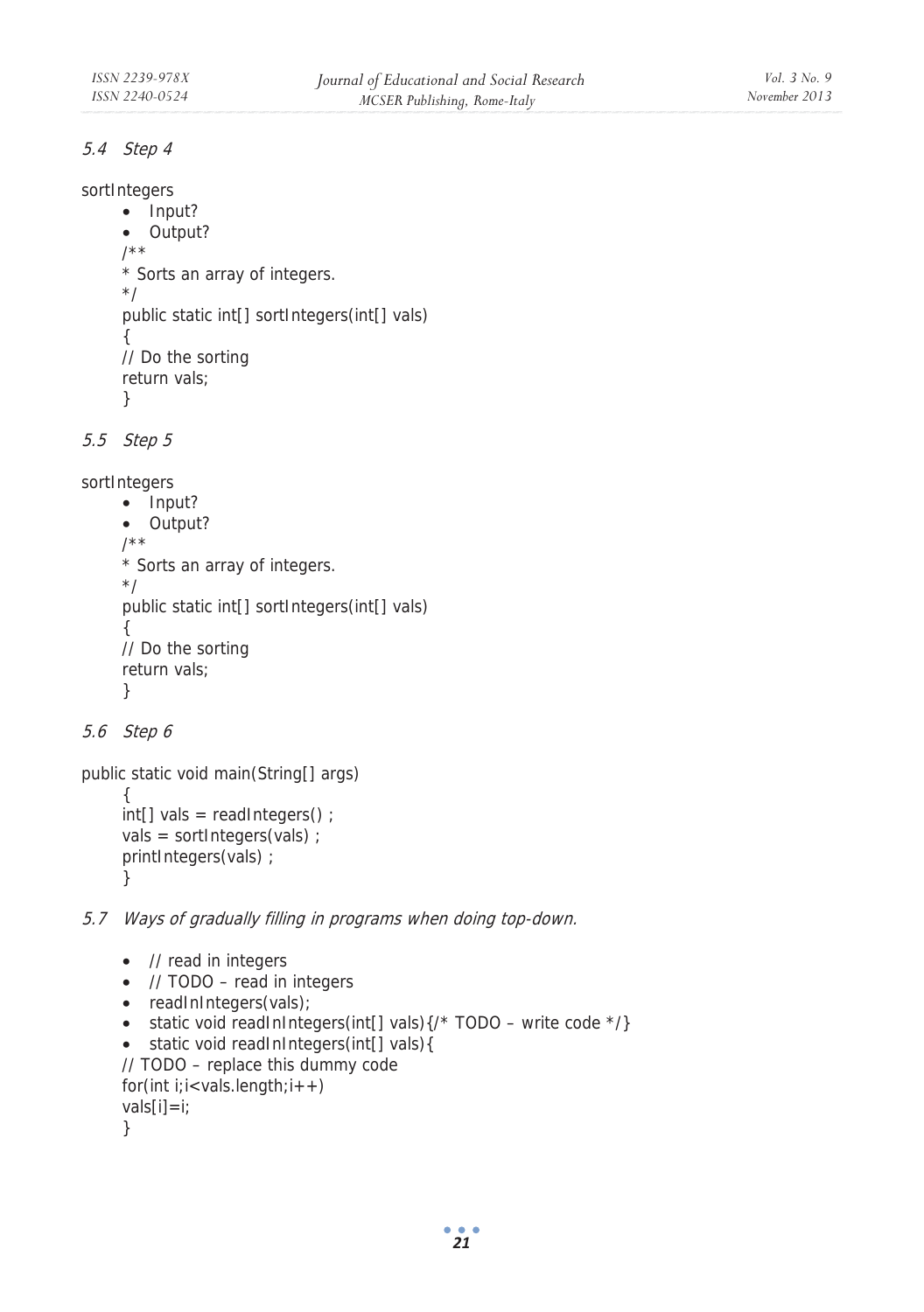### 5.4 Step 4

sortIntegers

- Input?
- Output?

```
/**
* Sorts an array of integers.
*/
public static int[] sortIntegers(int[] vals)
{
// Do the sorting
return vals;
}
```

### 5.5 Step 5

sortIntegers

- Input?
- Output?

```
/**
* Sorts an array of integers.
*/
public static int[] sortIntegers(int[] vals)
{
// Do the sorting
return vals;
}
```

### 5.6 Step 6

```
public static void main(String[] args)
{
int[] vals = readIntegers() ;
vals = sortIntegers(vals) ;
printIntegers(vals) ;
}
```

### 5.7 Ways of gradually filling in programs when doing top-down.

- // read in integers
- // TODO – read in integers
- readInIntegers(vals);
- static void readInIntegers(int[] vals){/* TODO – write code */}
- static void readInIntegers(int[] vals){

```
// TODO – replace this dummy code
for(int i;i<vals.length;i++)
vals[i]=i;
}
```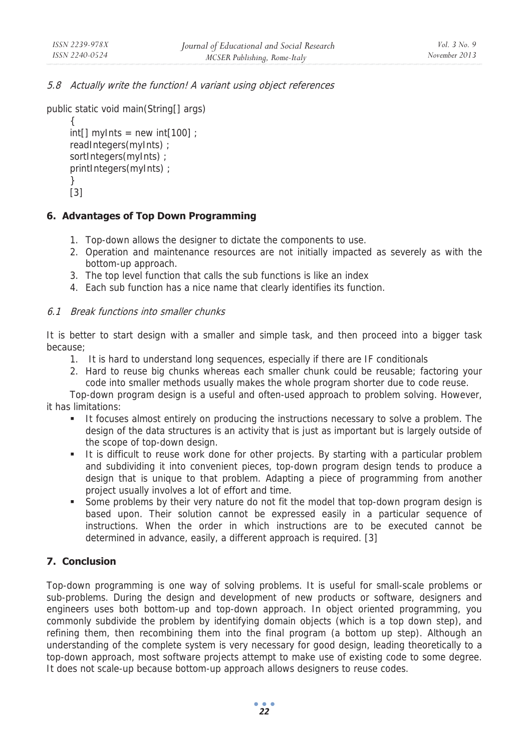### 5.8 Actually write the function! A variant using object references

```
public static void main(String[] args)
    {
    int[] myInts = new int[100] ;
    readIntegers(myInts) ;
    sortIntegers(myInts) ;
    printIntegers(myInts) ;
    }
```

[3]

## 6. Advantages of Top Down Programming

1. Top-down allows the designer to dictate the components to use.
2. Operation and maintenance resources are not initially impacted as severely as with the bottom-up approach.
3. The top level function that calls the sub functions is like an index
4. Each sub function has a nice name that clearly identifies its function.

### 6.1 Break functions into smaller chunks

It is better to start design with a smaller and simple task, and then proceed into a bigger task because;

1. It is hard to understand long sequences, especially if there are IF conditionals
2. Hard to reuse big chunks whereas each smaller chunk could be reusable; factoring your code into smaller methods usually makes the whole program shorter due to code reuse.

Top-down program design is a useful and often-used approach to problem solving. However, it has limitations:

- It focuses almost entirely on producing the instructions necessary to solve a problem. The design of the data structures is an activity that is just as important but is largely outside of the scope of top-down design.
- It is difficult to reuse work done for other projects. By starting with a particular problem and subdividing it into convenient pieces, top-down program design tends to produce a design that is unique to that problem. Adapting a piece of programming from another project usually involves a lot of effort and time.
- Some problems by their very nature do not fit the model that top-down program design is based upon. Their solution cannot be expressed easily in a particular sequence of instructions. When the order in which instructions are to be executed cannot be determined in advance, easily, a different approach is required. [3]

## 7. Conclusion

Top-down programming is one way of solving problems. It is useful for small-scale problems or sub-problems. During the design and development of new products or software, designers and engineers uses both bottom-up and top-down approach. In object oriented programming, you commonly subdivide the problem by identifying domain objects (which is a top down step), and refining them, then recombining them into the final program (a bottom up step). Although an understanding of the complete system is very necessary for good design, leading theoretically to a top-down approach, most software projects attempt to make use of existing code to some degree. It does not scale-up because bottom-up approach allows designers to reuse codes.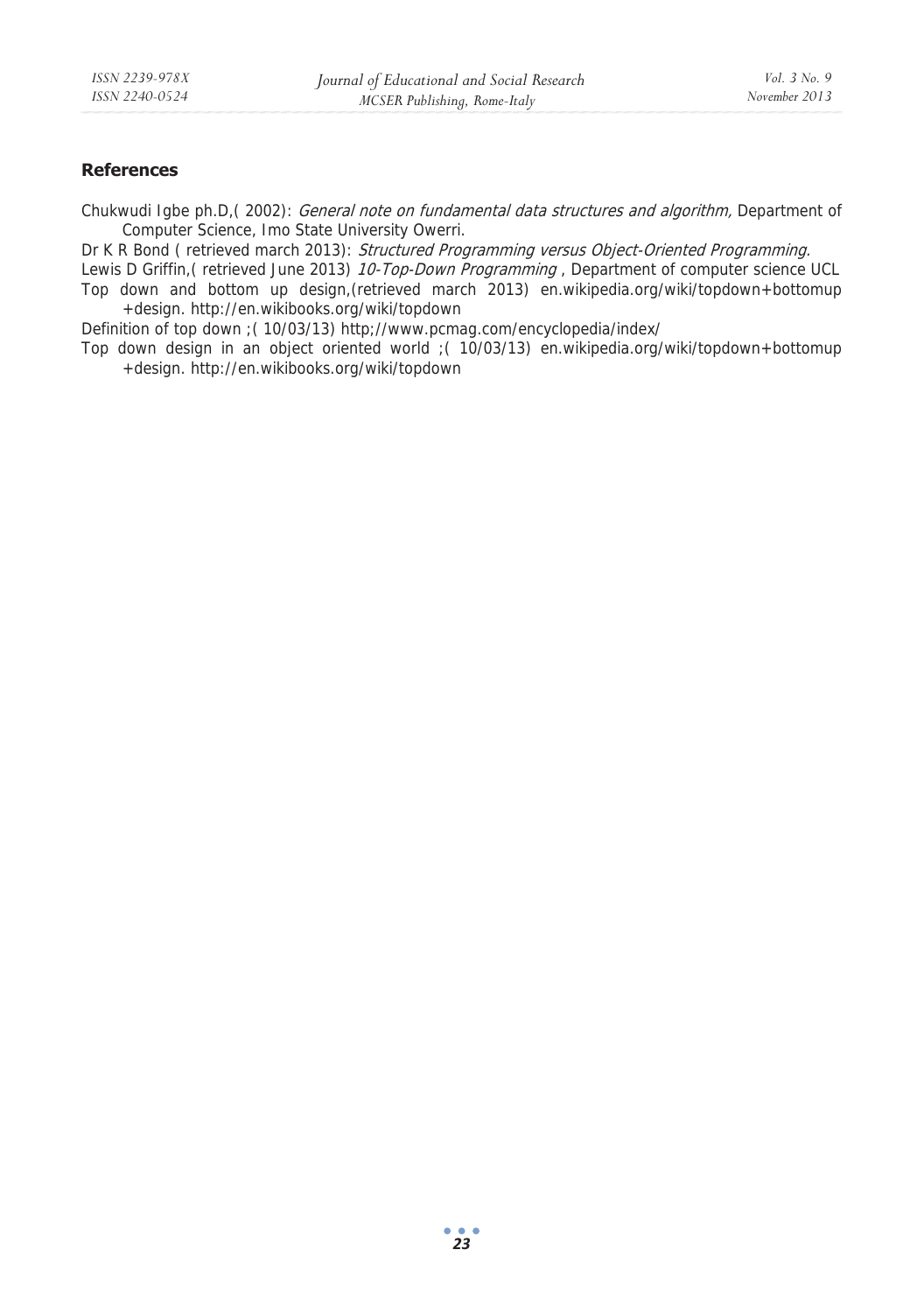## References

Chukwudi Igbe ph.D,( 2002): *General note on fundamental data structures and algorithm,* Department of Computer Science, Imo State University Owerri.

Dr K R Bond ( retrieved march 2013): *Structured Programming versus Object-Oriented Programming*.

Lewis D Griffin,( retrieved June 2013) *10-Top-Down Programming* , Department of computer science UCL

Top down and bottom up design,(retrieved march 2013) en.wikipedia.org/wiki/topdown+bottomup +design. http://en.wikibooks.org/wiki/topdown

Definition of top down ;( 10/03/13) http;//www.pcmag.com/encyclopedia/index/

Top down design in an object oriented world ;( 10/03/13) en.wikipedia.org/wiki/topdown+bottomup +design. http://en.wikibooks.org/wiki/topdown